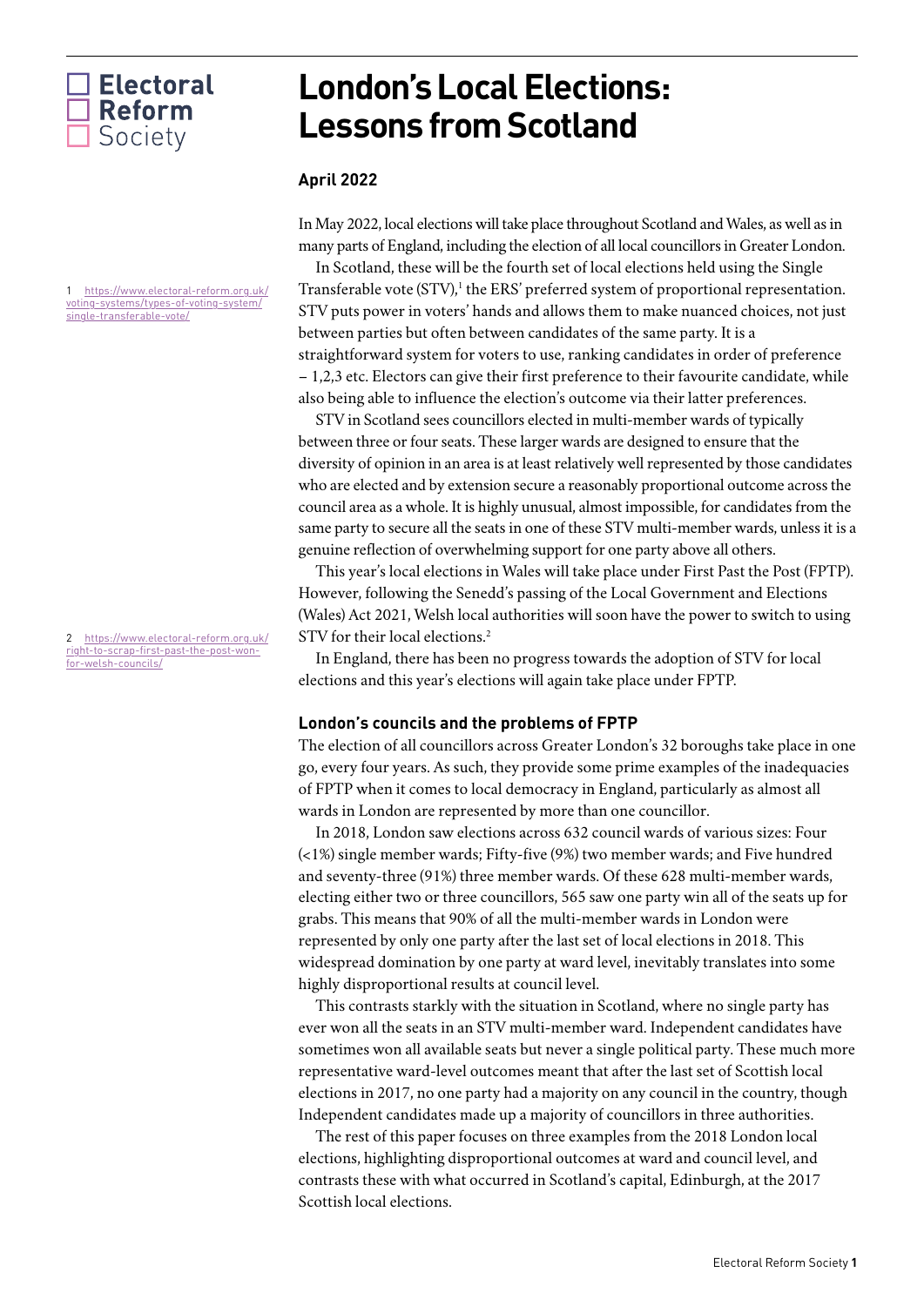Electoral Reform Society

# London's Local Elections: Lessons from Scotland

**April 2022**

In May 2022, local elections will take place throughout Scotland and Wales, as well as in many parts of England, including the election of all local councillors in Greater London.

In Scotland, these will be the fourth set of local elections held using the Single Transferable vote (STV),[1] the ERS' preferred system of proportional representation. STV puts power in voters' hands and allows them to make nuanced choices, not just between parties but often between candidates of the same party. It is a straightforward system for voters to use, ranking candidates in order of preference – 1,2,3 etc. Electors can give their first preference to their favourite candidate, while also being able to influence the election's outcome via their latter preferences.

STV in Scotland sees councillors elected in multi-member wards of typically between three or four seats. These larger wards are designed to ensure that the diversity of opinion in an area is at least relatively well represented by those candidates who are elected and by extension secure a reasonably proportional outcome across the council area as a whole. It is highly unusual, almost impossible, for candidates from the same party to secure all the seats in one of these STV multi-member wards, unless it is a genuine reflection of overwhelming support for one party above all others.

This year's local elections in Wales will take place under First Past the Post (FPTP). However, following the Senedd's passing of the Local Government and Elections (Wales) Act 2021, Welsh local authorities will soon have the power to switch to using STV for their local elections.[2]

In England, there has been no progress towards the adoption of STV for local elections and this year's elections will again take place under FPTP.

1 https://www.electoral-reform.org.uk/voting-systems/types-of-voting-system/single-transferable-vote/

2 https://www.electoral-reform.org.uk/right-to-scrap-first-past-the-post-won-for-welsh-councils/

### London's councils and the problems of FPTP

The election of all councillors across Greater London's 32 boroughs take place in one go, every four years. As such, they provide some prime examples of the inadequacies of FPTP when it comes to local democracy in England, particularly as almost all wards in London are represented by more than one councillor.

In 2018, London saw elections across 632 council wards of various sizes: Four (<1%) single member wards; Fifty-five (9%) two member wards; and Five hundred and seventy-three (91%) three member wards. Of these 628 multi-member wards, electing either two or three councillors, 565 saw one party win all of the seats up for grabs. This means that 90% of all the multi-member wards in London were represented by only one party after the last set of local elections in 2018. This widespread domination by one party at ward level, inevitably translates into some highly disproportional results at council level.

This contrasts starkly with the situation in Scotland, where no single party has ever won all the seats in an STV multi-member ward. Independent candidates have sometimes won all available seats but never a single political party. These much more representative ward-level outcomes meant that after the last set of Scottish local elections in 2017, no one party had a majority on any council in the country, though Independent candidates made up a majority of councillors in three authorities.

The rest of this paper focuses on three examples from the 2018 London local elections, highlighting disproportional outcomes at ward and council level, and contrasts these with what occurred in Scotland's capital, Edinburgh, at the 2017 Scottish local elections.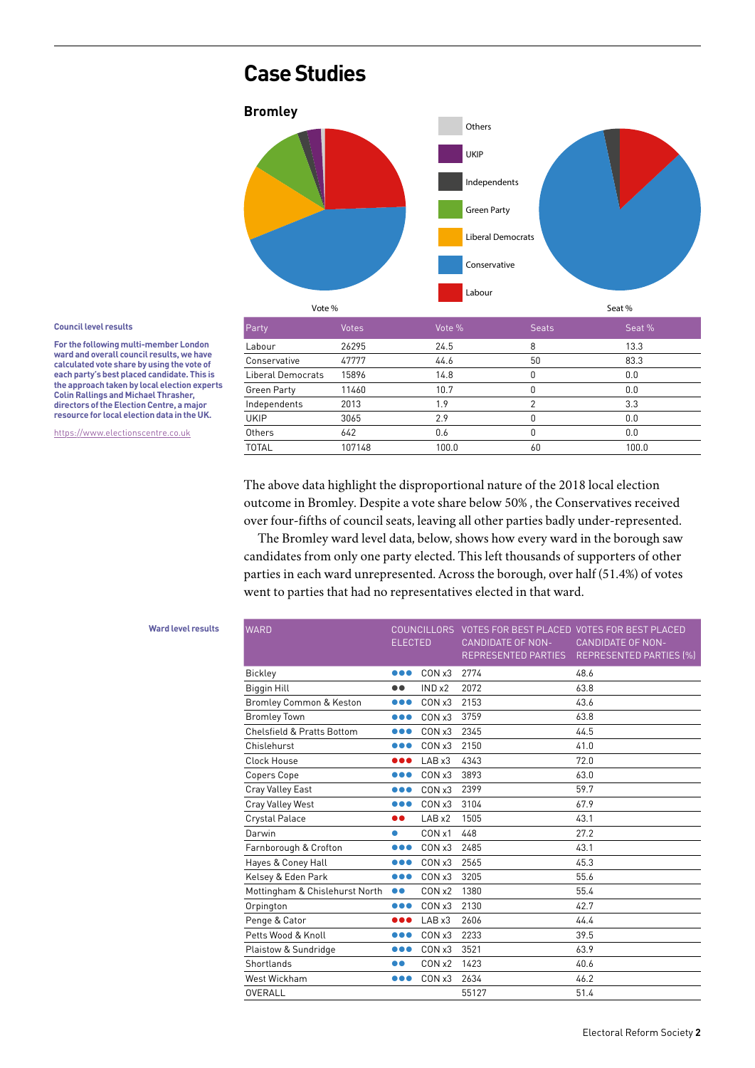# Case Studies

## Bromley

Vote %

Seat %

Others
UKIP
Independents
Green Party
Liberal Democrats
Conservative
Labour

**Council level results**

**For the following multi-member London ward and overall council results, we have calculated vote share by using the vote of each party's best placed candidate. This is the approach taken by local election experts Colin Rallings and Michael Thrasher, directors of the Election Centre, a major resource for local election data in the UK.**

https://www.electionscentre.co.uk

| Party | Votes | Vote % | Seats | Seat % |
|---|---|---|---|---|
| Labour | 26295 | 24.5 | 8 | 13.3 |
| Conservative | 47777 | 44.6 | 50 | 83.3 |
| Liberal Democrats | 15896 | 14.8 | 0 | 0.0 |
| Green Party | 11460 | 10.7 | 0 | 0.0 |
| Independents | 2013 | 1.9 | 2 | 3.3 |
| UKIP | 3065 | 2.9 | 0 | 0.0 |
| Others | 642 | 0.6 | 0 | 0.0 |
| TOTAL | 107148 | 100.0 | 60 | 100.0 |

The above data highlight the disproportional nature of the 2018 local election outcome in Bromley. Despite a vote share below 50% , the Conservatives received over four-fifths of council seats, leaving all other parties badly under-represented.

The Bromley ward level data, below, shows how every ward in the borough saw candidates from only one party elected. This left thousands of supporters of other parties in each ward unrepresented. Across the borough, over half (51.4%) of votes went to parties that had no representatives elected in that ward.

**Ward level results**

| WARD | COUNCILLORS ELECTED | VOTES FOR BEST PLACED CANDIDATE OF NON-REPRESENTED PARTIES | VOTES FOR BEST PLACED CANDIDATE OF NON-REPRESENTED PARTIES (%) |
|---|---|---|---|
| Bickley | CON x3 | 2774 | 48.6 |
| Biggin Hill | IND x2 | 2072 | 63.8 |
| Bromley Common & Keston | CON x3 | 2153 | 43.6 |
| Bromley Town | CON x3 | 3759 | 63.8 |
| Chelsfield & Pratts Bottom | CON x3 | 2345 | 44.5 |
| Chislehurst | CON x3 | 2150 | 41.0 |
| Clock House | LAB x3 | 4343 | 72.0 |
| Copers Cope | CON x3 | 3893 | 63.0 |
| Cray Valley East | CON x3 | 2399 | 59.7 |
| Cray Valley West | CON x3 | 3104 | 67.9 |
| Crystal Palace | LAB x2 | 1505 | 43.1 |
| Darwin | CON x1 | 448 | 27.2 |
| Farnborough & Crofton | CON x3 | 2485 | 43.1 |
| Hayes & Coney Hall | CON x3 | 2565 | 45.3 |
| Kelsey & Eden Park | CON x3 | 3205 | 55.6 |
| Mottingham & Chislehurst North | CON x2 | 1380 | 55.4 |
| Orpington | CON x3 | 2130 | 42.7 |
| Penge & Cator | LAB x3 | 2606 | 44.4 |
| Petts Wood & Knoll | CON x3 | 2233 | 39.5 |
| Plaistow & Sundridge | CON x3 | 3521 | 63.9 |
| Shortlands | CON x2 | 1423 | 40.6 |
| West Wickham | CON x3 | 2634 | 46.2 |
| OVERALL | | 55127 | 51.4 |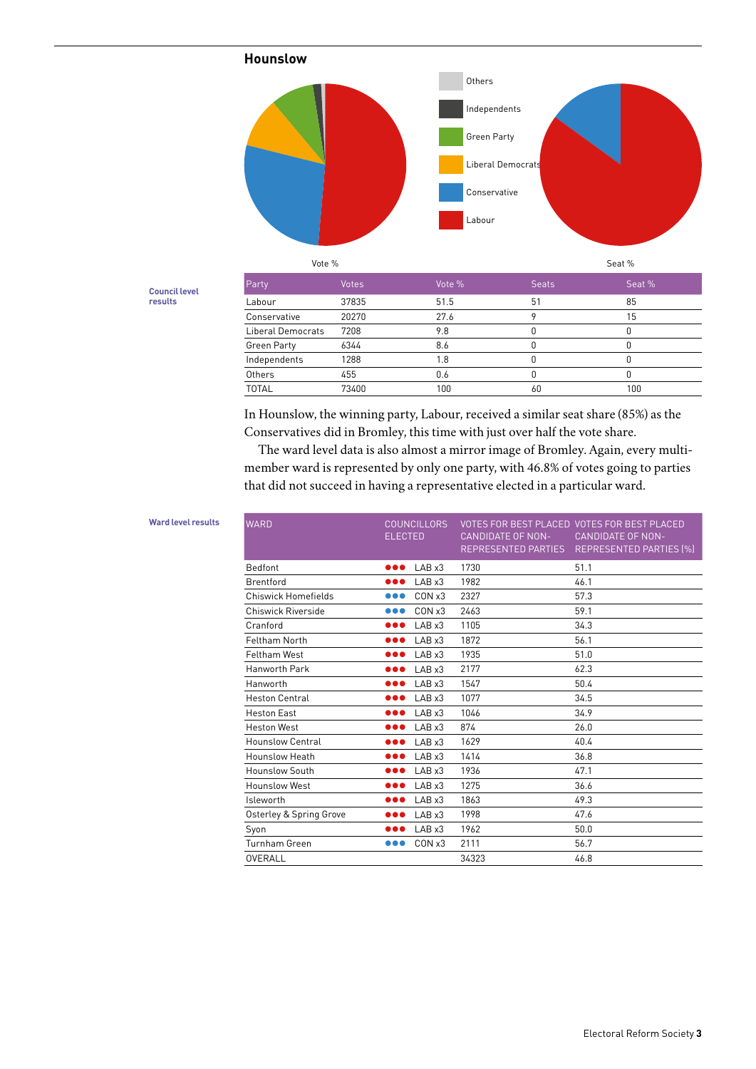## Hounslow

Vote %

Seat %

Others
Independents
Green Party
Liberal Democrats
Conservative
Labour

**Council level results**

| Party | Votes | Vote % | Seats | Seat % |
|---|---|---|---|---|
| Labour | 37835 | 51.5 | 51 | 85 |
| Conservative | 20270 | 27.6 | 9 | 15 |
| Liberal Democrats | 7208 | 9.8 | 0 | 0 |
| Green Party | 6344 | 8.6 | 0 | 0 |
| Independents | 1288 | 1.8 | 0 | 0 |
| Others | 455 | 0.6 | 0 | 0 |
| TOTAL | 73400 | 100 | 60 | 100 |

In Hounslow, the winning party, Labour, received a similar seat share (85%) as the Conservatives did in Bromley, this time with just over half the vote share.

The ward level data is also almost a mirror image of Bromley. Again, every multi-member ward is represented by only one party, with 46.8% of votes going to parties that did not succeed in having a representative elected in a particular ward.

**Ward level results**

| WARD | COUNCILLORS ELECTED | VOTES FOR BEST PLACED CANDIDATE OF NON-REPRESENTED PARTIES | VOTES FOR BEST PLACED CANDIDATE OF NON-REPRESENTED PARTIES (%) |
|---|---|---|---|
| Bedfont | LAB x3 | 1730 | 51.1 |
| Brentford | LAB x3 | 1982 | 46.1 |
| Chiswick Homefields | CON x3 | 2327 | 57.3 |
| Chiswick Riverside | CON x3 | 2463 | 59.1 |
| Cranford | LAB x3 | 1105 | 34.3 |
| Feltham North | LAB x3 | 1872 | 56.1 |
| Feltham West | LAB x3 | 1935 | 51.0 |
| Hanworth Park | LAB x3 | 2177 | 62.3 |
| Hanworth | LAB x3 | 1547 | 50.4 |
| Heston Central | LAB x3 | 1077 | 34.5 |
| Heston East | LAB x3 | 1046 | 34.9 |
| Heston West | LAB x3 | 874 | 26.0 |
| Hounslow Central | LAB x3 | 1629 | 40.4 |
| Hounslow Heath | LAB x3 | 1414 | 36.8 |
| Hounslow South | LAB x3 | 1936 | 47.1 |
| Hounslow West | LAB x3 | 1275 | 36.6 |
| Isleworth | LAB x3 | 1863 | 49.3 |
| Osterley & Spring Grove | LAB x3 | 1998 | 47.6 |
| Syon | LAB x3 | 1962 | 50.0 |
| Turnham Green | CON x3 | 2111 | 56.7 |
| OVERALL | | 34323 | 46.8 |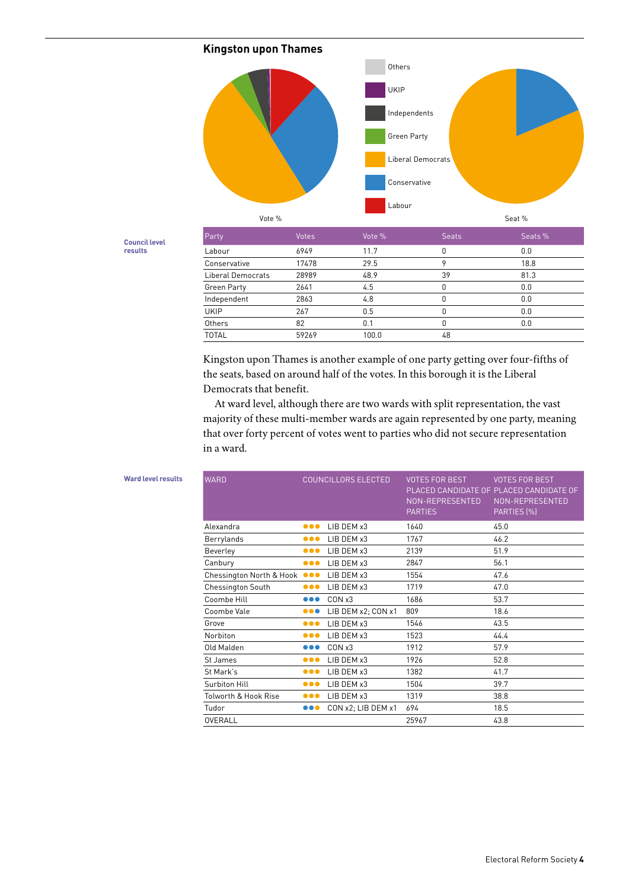## Kingston upon Thames

Others
UKIP
Independents
Green Party
Liberal Democrats
Conservative
Labour

Vote %

Seat %

**Council level results**

| Party | Votes | Vote % | Seats | Seats % |
|---|---|---|---|---|
| Labour | 6949 | 11.7 | 0 | 0.0 |
| Conservative | 17478 | 29.5 | 9 | 18.8 |
| Liberal Democrats | 28989 | 48.9 | 39 | 81.3 |
| Green Party | 2641 | 4.5 | 0 | 0.0 |
| Independent | 2863 | 4.8 | 0 | 0.0 |
| UKIP | 267 | 0.5 | 0 | 0.0 |
| Others | 82 | 0.1 | 0 | 0.0 |
| TOTAL | 59269 | 100.0 | 48 | |

Kingston upon Thames is another example of one party getting over four-fifths of the seats, based on around half of the votes. In this borough it is the Liberal Democrats that benefit.

At ward level, although there are two wards with split representation, the vast majority of these multi-member wards are again represented by one party, meaning that over forty percent of votes went to parties who did not secure representation in a ward.

**Ward level results**

| WARD | COUNCILLORS ELECTED | VOTES FOR BEST PLACED CANDIDATE OF NON-REPRESENTED PARTIES | VOTES FOR BEST PLACED CANDIDATE OF NON-REPRESENTED PARTIES (%) |
|---|---|---|---|
| Alexandra | LIB DEM x3 | 1640 | 45.0 |
| Berrylands | LIB DEM x3 | 1767 | 46.2 |
| Beverley | LIB DEM x3 | 2139 | 51.9 |
| Canbury | LIB DEM x3 | 2847 | 56.1 |
| Chessington North & Hook | LIB DEM x3 | 1554 | 47.6 |
| Chessington South | LIB DEM x3 | 1719 | 47.0 |
| Coombe Hill | CON x3 | 1686 | 53.7 |
| Coombe Vale | LIB DEM x2; CON x1 | 809 | 18.6 |
| Grove | LIB DEM x3 | 1546 | 43.5 |
| Norbiton | LIB DEM x3 | 1523 | 44.4 |
| Old Malden | CON x3 | 1912 | 57.9 |
| St James | LIB DEM x3 | 1926 | 52.8 |
| St Mark's | LIB DEM x3 | 1382 | 41.7 |
| Surbiton Hill | LIB DEM x3 | 1504 | 39.7 |
| Tolworth & Hook Rise | LIB DEM x3 | 1319 | 38.8 |
| Tudor | CON x2; LIB DEM x1 | 694 | 18.5 |
| OVERALL | | 25967 | 43.8 |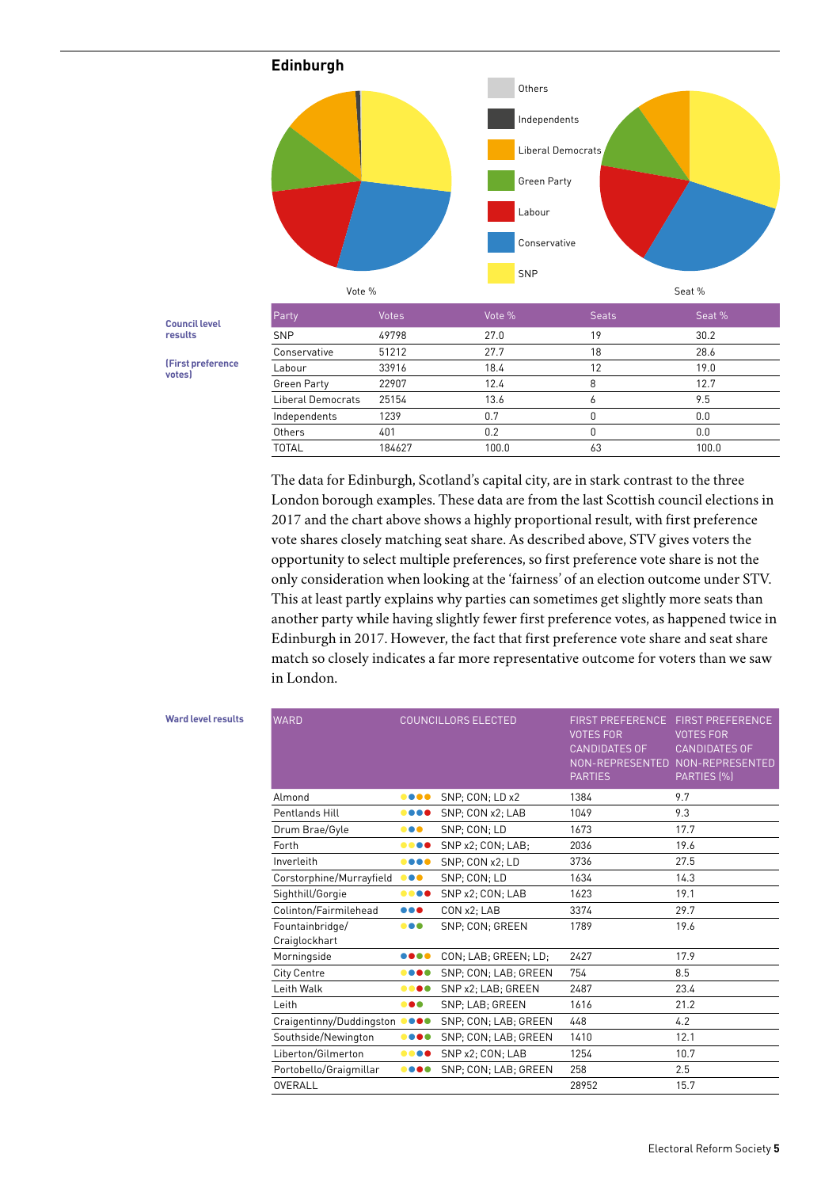## Edinburgh

Others
Independents
Liberal Democrats
Green Party
Labour
Conservative
SNP

Vote %

Seat %

**Council level results**

**(First preference votes)**

| Party | Votes | Vote % | Seats | Seat % |
|---|---|---|---|---|
| SNP | 49798 | 27.0 | 19 | 30.2 |
| Conservative | 51212 | 27.7 | 18 | 28.6 |
| Labour | 33916 | 18.4 | 12 | 19.0 |
| Green Party | 22907 | 12.4 | 8 | 12.7 |
| Liberal Democrats | 25154 | 13.6 | 6 | 9.5 |
| Independents | 1239 | 0.7 | 0 | 0.0 |
| Others | 401 | 0.2 | 0 | 0.0 |
| TOTAL | 184627 | 100.0 | 63 | 100.0 |

The data for Edinburgh, Scotland's capital city, are in stark contrast to the three London borough examples. These data are from the last Scottish council elections in 2017 and the chart above shows a highly proportional result, with first preference vote shares closely matching seat share. As described above, STV gives voters the opportunity to select multiple preferences, so first preference vote share is not the only consideration when looking at the 'fairness' of an election outcome under STV. This at least partly explains why parties can sometimes get slightly more seats than another party while having slightly fewer first preference votes, as happened twice in Edinburgh in 2017. However, the fact that first preference vote share and seat share match so closely indicates a far more representative outcome for voters than we saw in London.

**Ward level results**

| WARD | COUNCILLORS ELECTED | FIRST PREFERENCE VOTES FOR CANDIDATES OF NON-REPRESENTED PARTIES | FIRST PREFERENCE VOTES FOR CANDIDATES OF NON-REPRESENTED PARTIES (%) |
|---|---|---|---|
| Almond | SNP; CON; LD x2 | 1384 | 9.7 |
| Pentlands Hill | SNP; CON x2; LAB | 1049 | 9.3 |
| Drum Brae/Gyle | SNP; CON; LD | 1673 | 17.7 |
| Forth | SNP x2; CON; LAB; | 2036 | 19.6 |
| Inverleith | SNP; CON x2; LD | 3736 | 27.5 |
| Corstorphine/Murrayfield | SNP; CON; LD | 1634 | 14.3 |
| Sighthill/Gorgie | SNP x2; CON; LAB | 1623 | 19.1 |
| Colinton/Fairmilehead | CON x2; LAB | 3374 | 29.7 |
| Fountainbridge/ Craiglockhart | SNP; CON; GREEN | 1789 | 19.6 |
| Morningside | CON; LAB; GREEN; LD; | 2427 | 17.9 |
| City Centre | SNP; CON; LAB; GREEN | 754 | 8.5 |
| Leith Walk | SNP x2; LAB; GREEN | 2487 | 23.4 |
| Leith | SNP; LAB; GREEN | 1616 | 21.2 |
| Craigentinny/Duddingston | SNP; CON; LAB; GREEN | 448 | 4.2 |
| Southside/Newington | SNP; CON; LAB; GREEN | 1410 | 12.1 |
| Liberton/Gilmerton | SNP x2; CON; LAB | 1254 | 10.7 |
| Portobello/Graigmillar | SNP; CON; LAB; GREEN | 258 | 2.5 |
| OVERALL | | 28952 | 15.7 |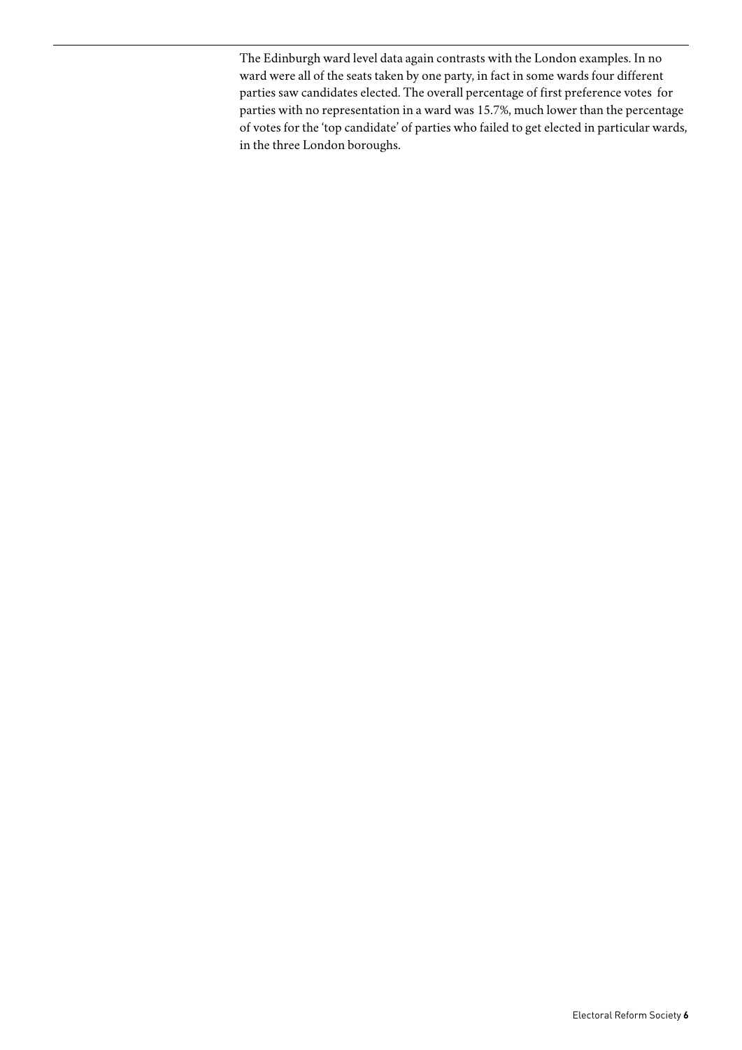The Edinburgh ward level data again contrasts with the London examples. In no ward were all of the seats taken by one party, in fact in some wards four different parties saw candidates elected. The overall percentage of first preference votes for parties with no representation in a ward was 15.7%, much lower than the percentage of votes for the 'top candidate' of parties who failed to get elected in particular wards, in the three London boroughs.